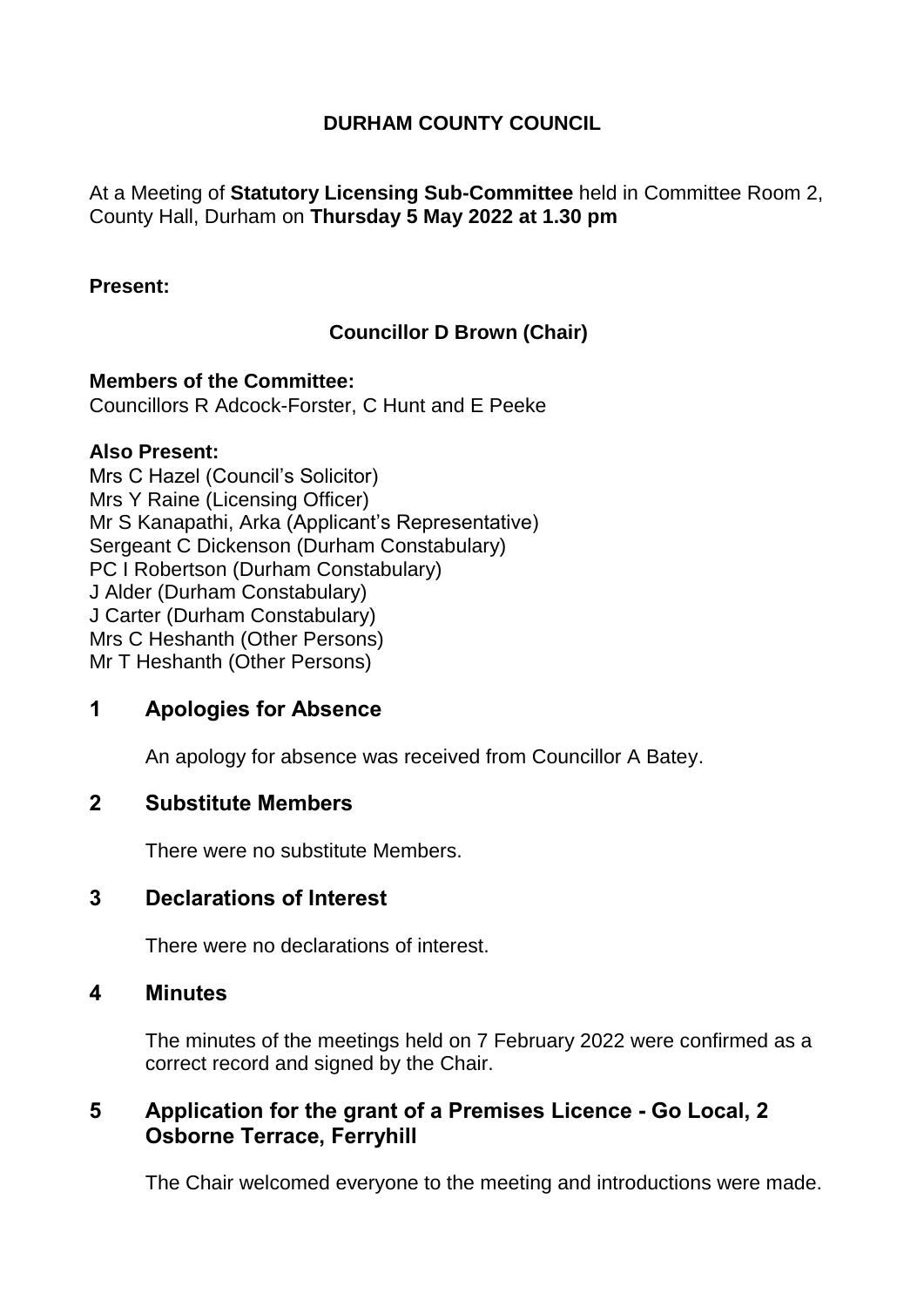# DURHAM COUNTY COUNCIL

At a Meeting of **Statutory Licensing Sub-Committee** held in Committee Room 2, County Hall, Durham on **Thursday 5 May 2022 at 1.30 pm**

**Present:**

**Councillor D Brown (Chair)**

**Members of the Committee:**
Councillors R Adcock-Forster, C Hunt and E Peeke

**Also Present:**
Mrs C Hazel (Council's Solicitor)
Mrs Y Raine (Licensing Officer)
Mr S Kanapathi, Arka (Applicant's Representative)
Sergeant C Dickenson (Durham Constabulary)
PC I Robertson (Durham Constabulary)
J Alder (Durham Constabulary)
J Carter (Durham Constabulary)
Mrs C Heshanth (Other Persons)
Mr T Heshanth (Other Persons)

## 1 Apologies for Absence

An apology for absence was received from Councillor A Batey.

## 2 Substitute Members

There were no substitute Members.

## 3 Declarations of Interest

There were no declarations of interest.

## 4 Minutes

The minutes of the meetings held on 7 February 2022 were confirmed as a correct record and signed by the Chair.

## 5 Application for the grant of a Premises Licence - Go Local, 2 Osborne Terrace, Ferryhill

The Chair welcomed everyone to the meeting and introductions were made.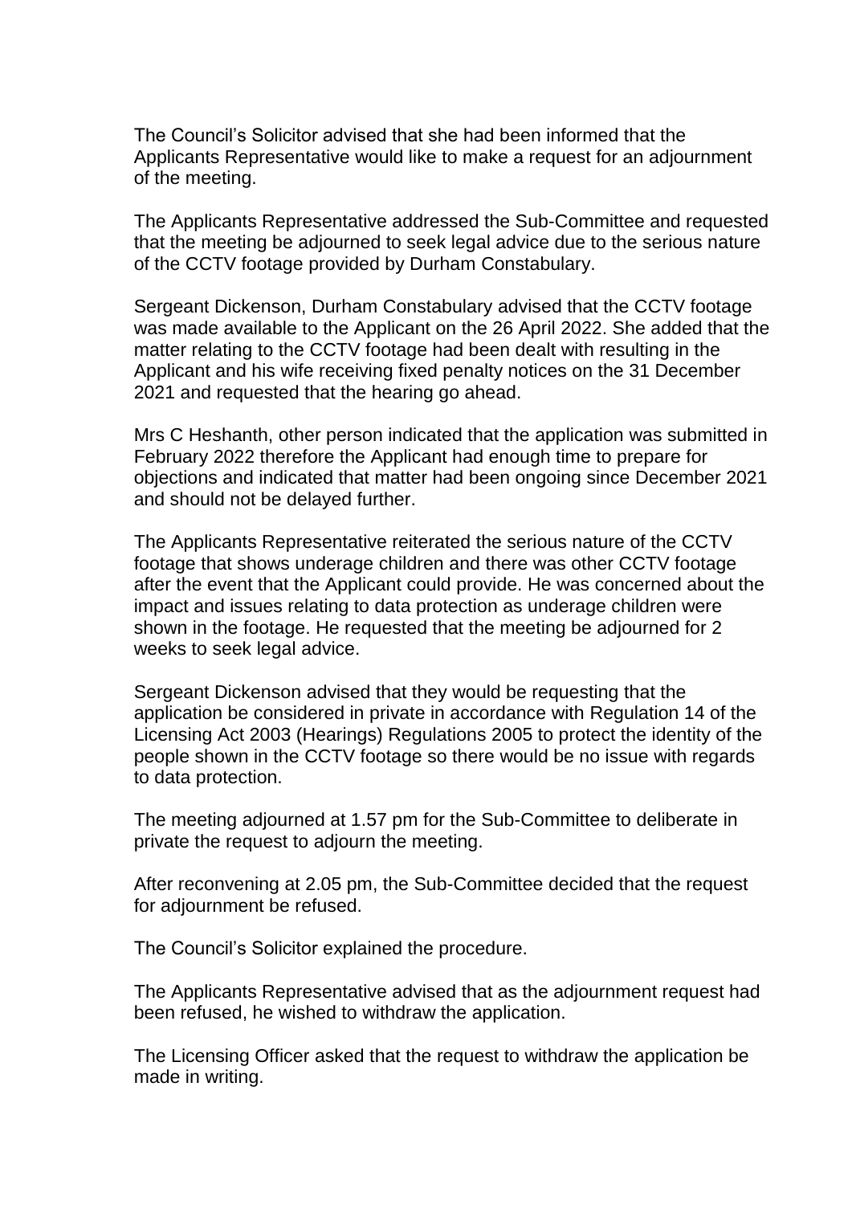The Council's Solicitor advised that she had been informed that the Applicants Representative would like to make a request for an adjournment of the meeting.

The Applicants Representative addressed the Sub-Committee and requested that the meeting be adjourned to seek legal advice due to the serious nature of the CCTV footage provided by Durham Constabulary.

Sergeant Dickenson, Durham Constabulary advised that the CCTV footage was made available to the Applicant on the 26 April 2022. She added that the matter relating to the CCTV footage had been dealt with resulting in the Applicant and his wife receiving fixed penalty notices on the 31 December 2021 and requested that the hearing go ahead.

Mrs C Heshanth, other person indicated that the application was submitted in February 2022 therefore the Applicant had enough time to prepare for objections and indicated that matter had been ongoing since December 2021 and should not be delayed further.

The Applicants Representative reiterated the serious nature of the CCTV footage that shows underage children and there was other CCTV footage after the event that the Applicant could provide. He was concerned about the impact and issues relating to data protection as underage children were shown in the footage. He requested that the meeting be adjourned for 2 weeks to seek legal advice.

Sergeant Dickenson advised that they would be requesting that the application be considered in private in accordance with Regulation 14 of the Licensing Act 2003 (Hearings) Regulations 2005 to protect the identity of the people shown in the CCTV footage so there would be no issue with regards to data protection.

The meeting adjourned at 1.57 pm for the Sub-Committee to deliberate in private the request to adjourn the meeting.

After reconvening at 2.05 pm, the Sub-Committee decided that the request for adjournment be refused.

The Council's Solicitor explained the procedure.

The Applicants Representative advised that as the adjournment request had been refused, he wished to withdraw the application.

The Licensing Officer asked that the request to withdraw the application be made in writing.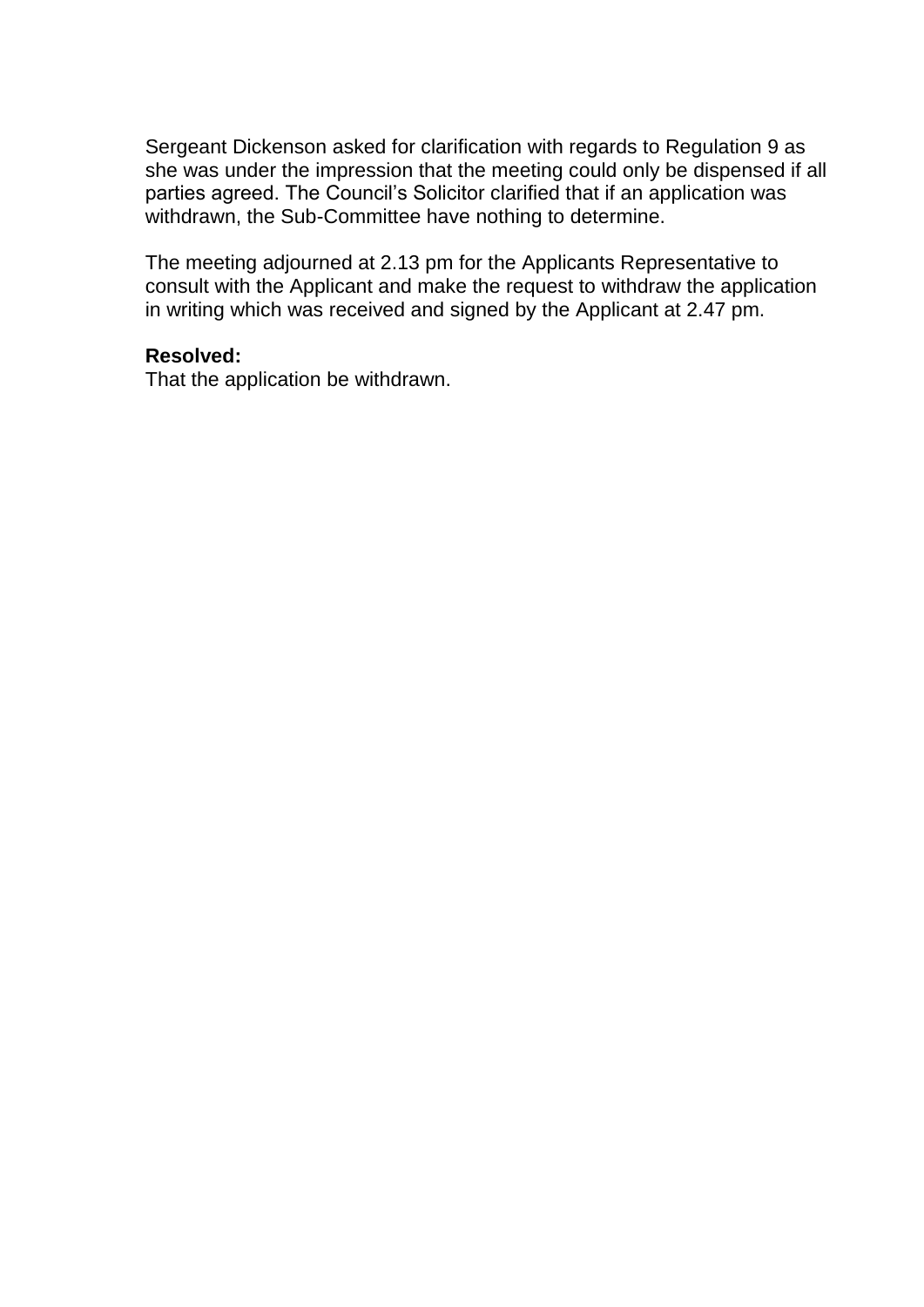Sergeant Dickenson asked for clarification with regards to Regulation 9 as she was under the impression that the meeting could only be dispensed if all parties agreed. The Council's Solicitor clarified that if an application was withdrawn, the Sub-Committee have nothing to determine.

The meeting adjourned at 2.13 pm for the Applicants Representative to consult with the Applicant and make the request to withdraw the application in writing which was received and signed by the Applicant at 2.47 pm.

**Resolved:**
That the application be withdrawn.